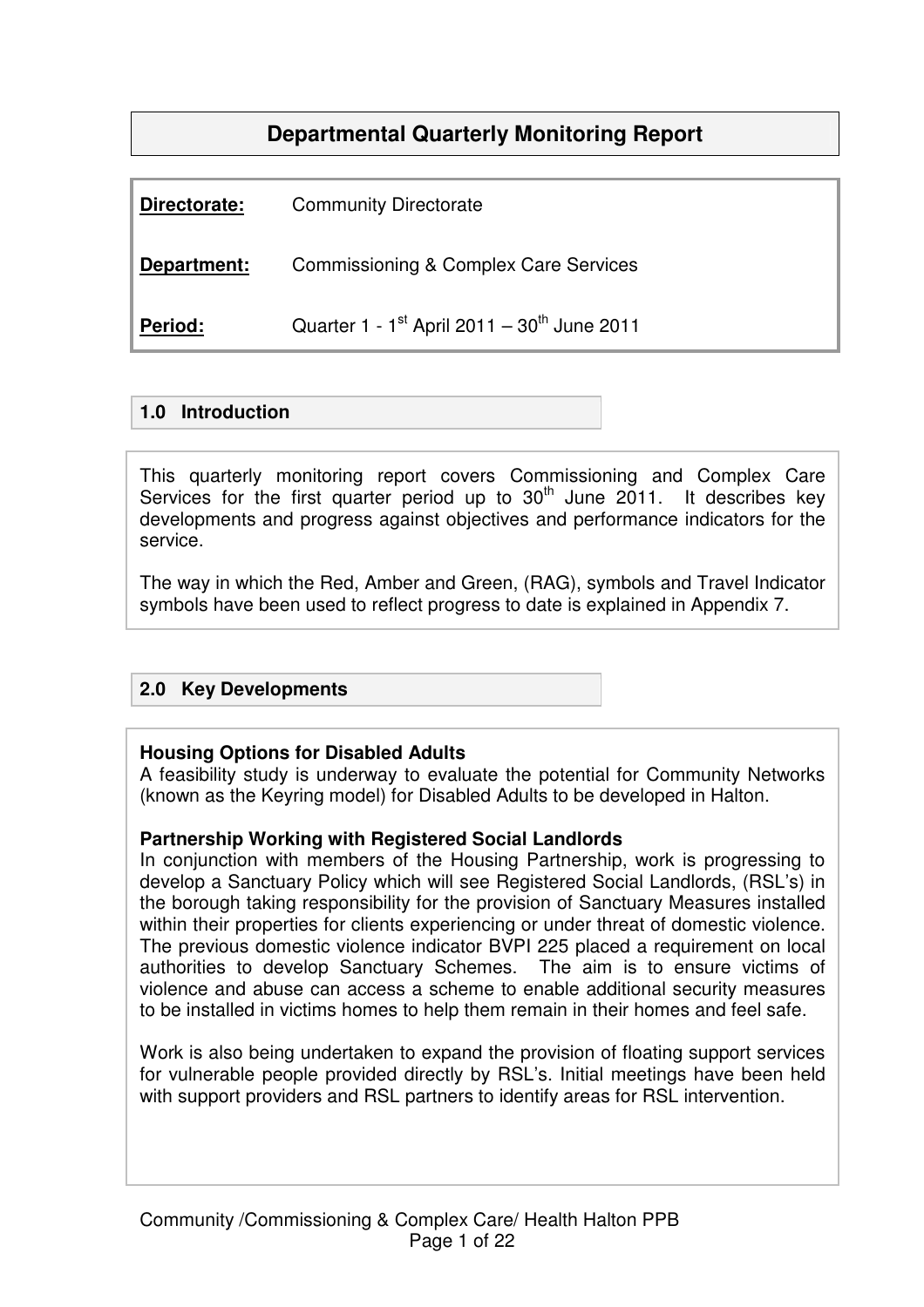# Departmental Quarterly Monitoring Report

**Directorate:** Community Directorate

**Department:** Commissioning & Complex Care Services

**Period:** Quarter 1 - 1st April 2011 – 30th June 2011

## 1.0 Introduction

This quarterly monitoring report covers Commissioning and Complex Care Services for the first quarter period up to 30th June 2011. It describes key developments and progress against objectives and performance indicators for the service.

The way in which the Red, Amber and Green, (RAG), symbols and Travel Indicator symbols have been used to reflect progress to date is explained in Appendix 7.

## 2.0 Key Developments

**Housing Options for Disabled Adults**
A feasibility study is underway to evaluate the potential for Community Networks (known as the Keyring model) for Disabled Adults to be developed in Halton.

**Partnership Working with Registered Social Landlords**
In conjunction with members of the Housing Partnership, work is progressing to develop a Sanctuary Policy which will see Registered Social Landlords, (RSL's) in the borough taking responsibility for the provision of Sanctuary Measures installed within their properties for clients experiencing or under threat of domestic violence. The previous domestic violence indicator BVPI 225 placed a requirement on local authorities to develop Sanctuary Schemes. The aim is to ensure victims of violence and abuse can access a scheme to enable additional security measures to be installed in victims homes to help them remain in their homes and feel safe.

Work is also being undertaken to expand the provision of floating support services for vulnerable people provided directly by RSL's. Initial meetings have been held with support providers and RSL partners to identify areas for RSL intervention.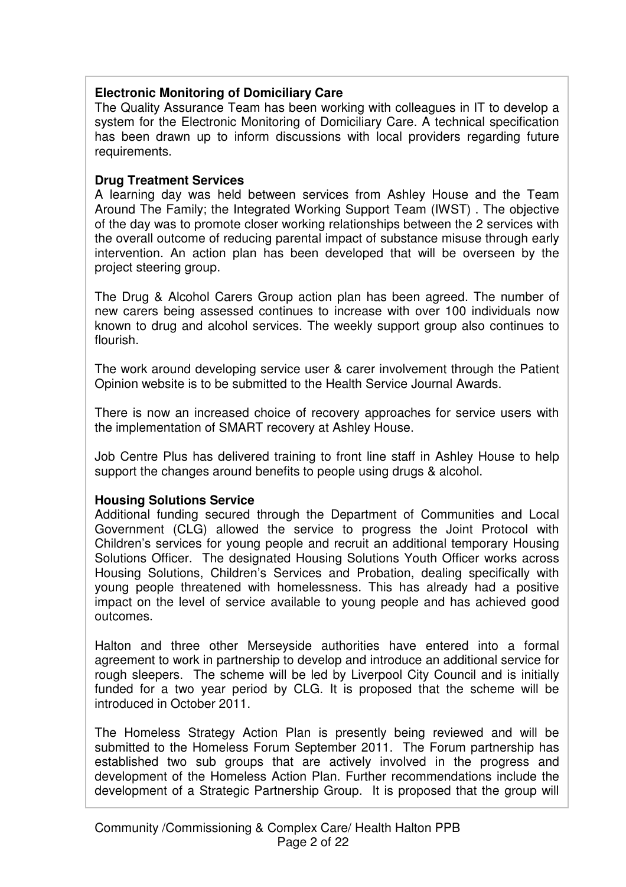**Electronic Monitoring of Domiciliary Care**

The Quality Assurance Team has been working with colleagues in IT to develop a system for the Electronic Monitoring of Domiciliary Care. A technical specification has been drawn up to inform discussions with local providers regarding future requirements.

**Drug Treatment Services**

A learning day was held between services from Ashley House and the Team Around The Family; the Integrated Working Support Team (IWST) . The objective of the day was to promote closer working relationships between the 2 services with the overall outcome of reducing parental impact of substance misuse through early intervention. An action plan has been developed that will be overseen by the project steering group.

The Drug & Alcohol Carers Group action plan has been agreed. The number of new carers being assessed continues to increase with over 100 individuals now known to drug and alcohol services. The weekly support group also continues to flourish.

The work around developing service user & carer involvement through the Patient Opinion website is to be submitted to the Health Service Journal Awards.

There is now an increased choice of recovery approaches for service users with the implementation of SMART recovery at Ashley House.

Job Centre Plus has delivered training to front line staff in Ashley House to help support the changes around benefits to people using drugs & alcohol.

**Housing Solutions Service**

Additional funding secured through the Department of Communities and Local Government (CLG) allowed the service to progress the Joint Protocol with Children's services for young people and recruit an additional temporary Housing Solutions Officer. The designated Housing Solutions Youth Officer works across Housing Solutions, Children's Services and Probation, dealing specifically with young people threatened with homelessness. This has already had a positive impact on the level of service available to young people and has achieved good outcomes.

Halton and three other Merseyside authorities have entered into a formal agreement to work in partnership to develop and introduce an additional service for rough sleepers. The scheme will be led by Liverpool City Council and is initially funded for a two year period by CLG. It is proposed that the scheme will be introduced in October 2011.

The Homeless Strategy Action Plan is presently being reviewed and will be submitted to the Homeless Forum September 2011. The Forum partnership has established two sub groups that are actively involved in the progress and development of the Homeless Action Plan. Further recommendations include the development of a Strategic Partnership Group. It is proposed that the group will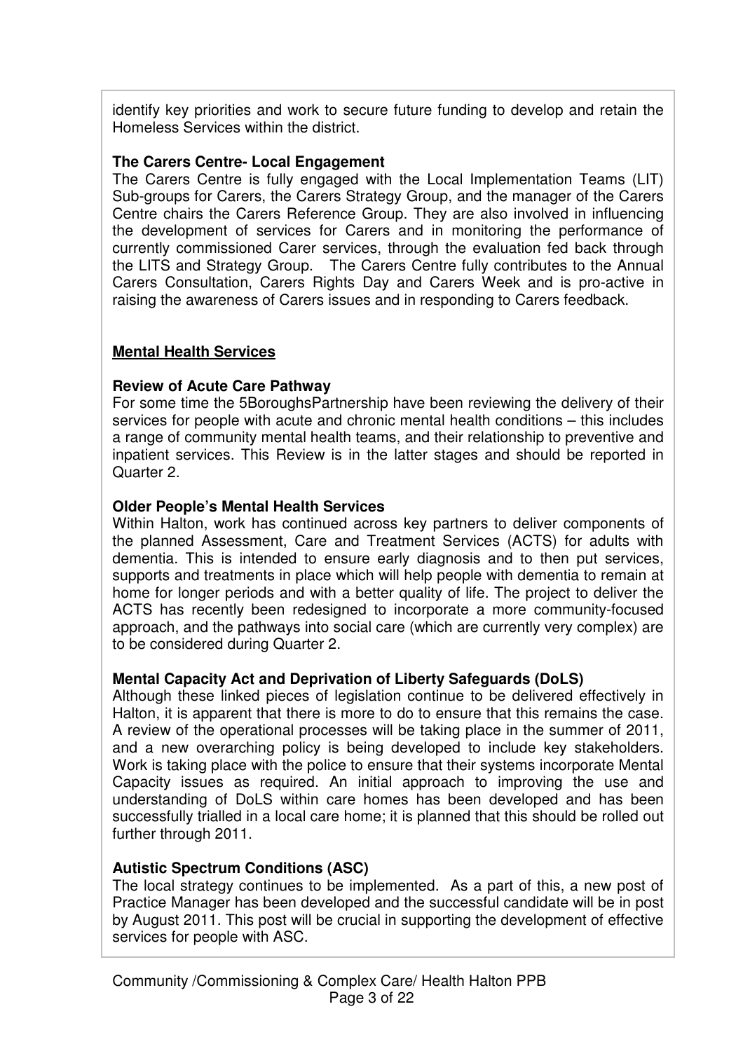identify key priorities and work to secure future funding to develop and retain the Homeless Services within the district.

**The Carers Centre- Local Engagement**

The Carers Centre is fully engaged with the Local Implementation Teams (LIT) Sub-groups for Carers, the Carers Strategy Group, and the manager of the Carers Centre chairs the Carers Reference Group. They are also involved in influencing the development of services for Carers and in monitoring the performance of currently commissioned Carer services, through the evaluation fed back through the LITS and Strategy Group. The Carers Centre fully contributes to the Annual Carers Consultation, Carers Rights Day and Carers Week and is pro-active in raising the awareness of Carers issues and in responding to Carers feedback.

## Mental Health Services

**Review of Acute Care Pathway**

For some time the 5BoroughsPartnership have been reviewing the delivery of their services for people with acute and chronic mental health conditions – this includes a range of community mental health teams, and their relationship to preventive and inpatient services. This Review is in the latter stages and should be reported in Quarter 2.

**Older People's Mental Health Services**

Within Halton, work has continued across key partners to deliver components of the planned Assessment, Care and Treatment Services (ACTS) for adults with dementia. This is intended to ensure early diagnosis and to then put services, supports and treatments in place which will help people with dementia to remain at home for longer periods and with a better quality of life. The project to deliver the ACTS has recently been redesigned to incorporate a more community-focused approach, and the pathways into social care (which are currently very complex) are to be considered during Quarter 2.

**Mental Capacity Act and Deprivation of Liberty Safeguards (DoLS)**

Although these linked pieces of legislation continue to be delivered effectively in Halton, it is apparent that there is more to do to ensure that this remains the case. A review of the operational processes will be taking place in the summer of 2011, and a new overarching policy is being developed to include key stakeholders. Work is taking place with the police to ensure that their systems incorporate Mental Capacity issues as required. An initial approach to improving the use and understanding of DoLS within care homes has been developed and has been successfully trialled in a local care home; it is planned that this should be rolled out further through 2011.

**Autistic Spectrum Conditions (ASC)**

The local strategy continues to be implemented. As a part of this, a new post of Practice Manager has been developed and the successful candidate will be in post by August 2011. This post will be crucial in supporting the development of effective services for people with ASC.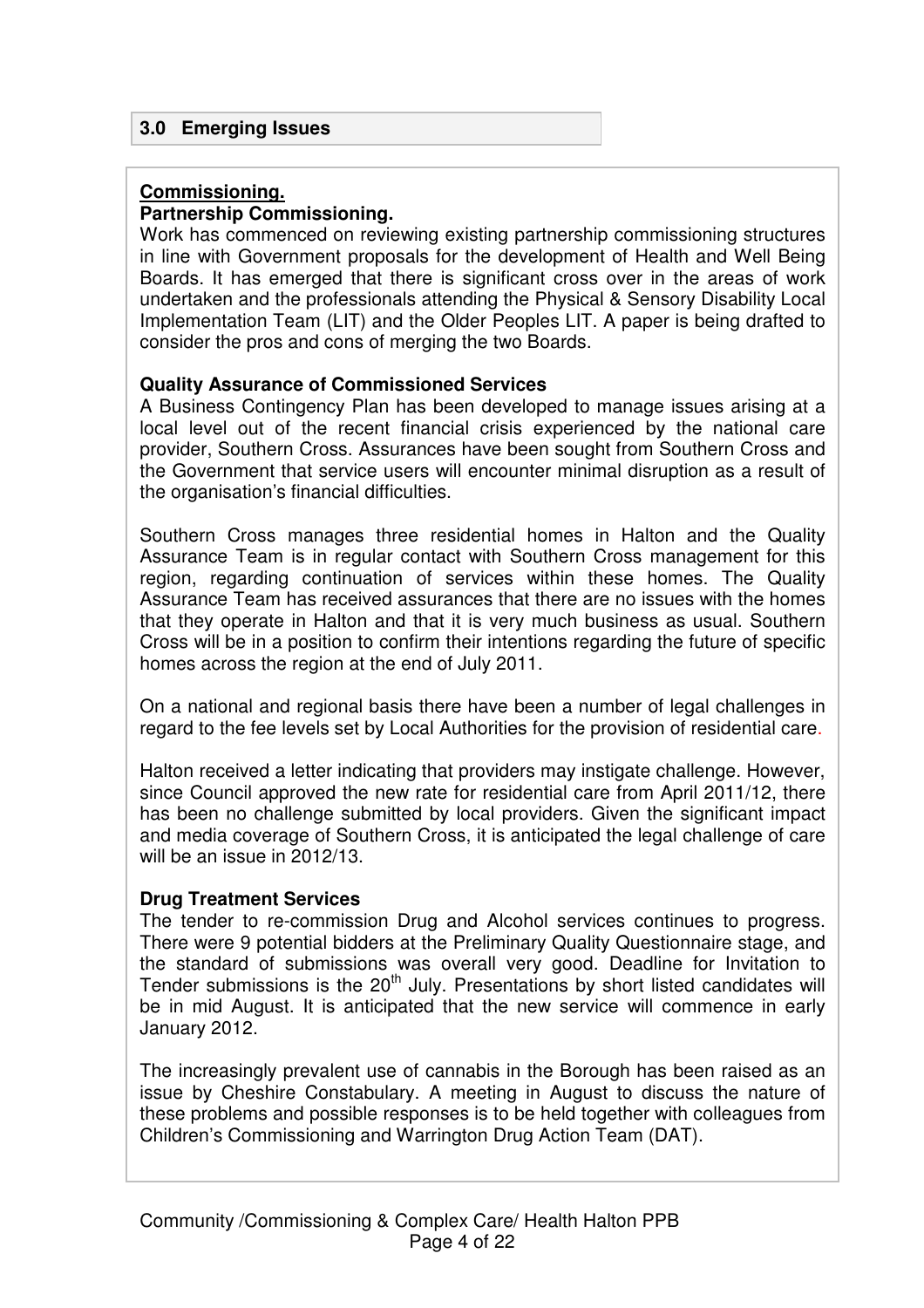## 3.0 Emerging Issues

**Commissioning.**

**Partnership Commissioning.**

Work has commenced on reviewing existing partnership commissioning structures in line with Government proposals for the development of Health and Well Being Boards. It has emerged that there is significant cross over in the areas of work undertaken and the professionals attending the Physical & Sensory Disability Local Implementation Team (LIT) and the Older Peoples LIT. A paper is being drafted to consider the pros and cons of merging the two Boards.

**Quality Assurance of Commissioned Services**

A Business Contingency Plan has been developed to manage issues arising at a local level out of the recent financial crisis experienced by the national care provider, Southern Cross. Assurances have been sought from Southern Cross and the Government that service users will encounter minimal disruption as a result of the organisation's financial difficulties.

Southern Cross manages three residential homes in Halton and the Quality Assurance Team is in regular contact with Southern Cross management for this region, regarding continuation of services within these homes. The Quality Assurance Team has received assurances that there are no issues with the homes that they operate in Halton and that it is very much business as usual. Southern Cross will be in a position to confirm their intentions regarding the future of specific homes across the region at the end of July 2011.

On a national and regional basis there have been a number of legal challenges in regard to the fee levels set by Local Authorities for the provision of residential care.

Halton received a letter indicating that providers may instigate challenge. However, since Council approved the new rate for residential care from April 2011/12, there has been no challenge submitted by local providers. Given the significant impact and media coverage of Southern Cross, it is anticipated the legal challenge of care will be an issue in 2012/13.

**Drug Treatment Services**

The tender to re-commission Drug and Alcohol services continues to progress. There were 9 potential bidders at the Preliminary Quality Questionnaire stage, and the standard of submissions was overall very good. Deadline for Invitation to Tender submissions is the 20th July. Presentations by short listed candidates will be in mid August. It is anticipated that the new service will commence in early January 2012.

The increasingly prevalent use of cannabis in the Borough has been raised as an issue by Cheshire Constabulary. A meeting in August to discuss the nature of these problems and possible responses is to be held together with colleagues from Children's Commissioning and Warrington Drug Action Team (DAT).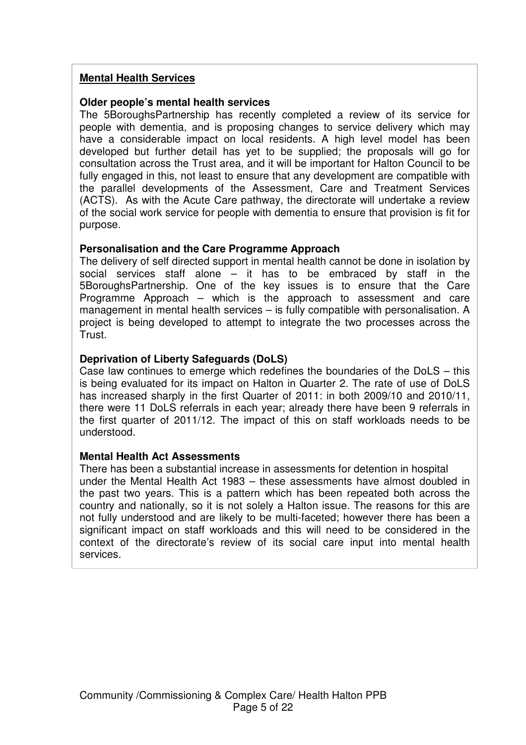**Mental Health Services**

**Older people's mental health services**

The 5BoroughsPartnership has recently completed a review of its service for people with dementia, and is proposing changes to service delivery which may have a considerable impact on local residents. A high level model has been developed but further detail has yet to be supplied; the proposals will go for consultation across the Trust area, and it will be important for Halton Council to be fully engaged in this, not least to ensure that any development are compatible with the parallel developments of the Assessment, Care and Treatment Services (ACTS). As with the Acute Care pathway, the directorate will undertake a review of the social work service for people with dementia to ensure that provision is fit for purpose.

**Personalisation and the Care Programme Approach**

The delivery of self directed support in mental health cannot be done in isolation by social services staff alone – it has to be embraced by staff in the 5BoroughsPartnership. One of the key issues is to ensure that the Care Programme Approach – which is the approach to assessment and care management in mental health services – is fully compatible with personalisation. A project is being developed to attempt to integrate the two processes across the Trust.

**Deprivation of Liberty Safeguards (DoLS)**

Case law continues to emerge which redefines the boundaries of the DoLS – this is being evaluated for its impact on Halton in Quarter 2. The rate of use of DoLS has increased sharply in the first Quarter of 2011: in both 2009/10 and 2010/11, there were 11 DoLS referrals in each year; already there have been 9 referrals in the first quarter of 2011/12. The impact of this on staff workloads needs to be understood.

**Mental Health Act Assessments**

There has been a substantial increase in assessments for detention in hospital under the Mental Health Act 1983 – these assessments have almost doubled in the past two years. This is a pattern which has been repeated both across the country and nationally, so it is not solely a Halton issue. The reasons for this are not fully understood and are likely to be multi-faceted; however there has been a significant impact on staff workloads and this will need to be considered in the context of the directorate's review of its social care input into mental health services.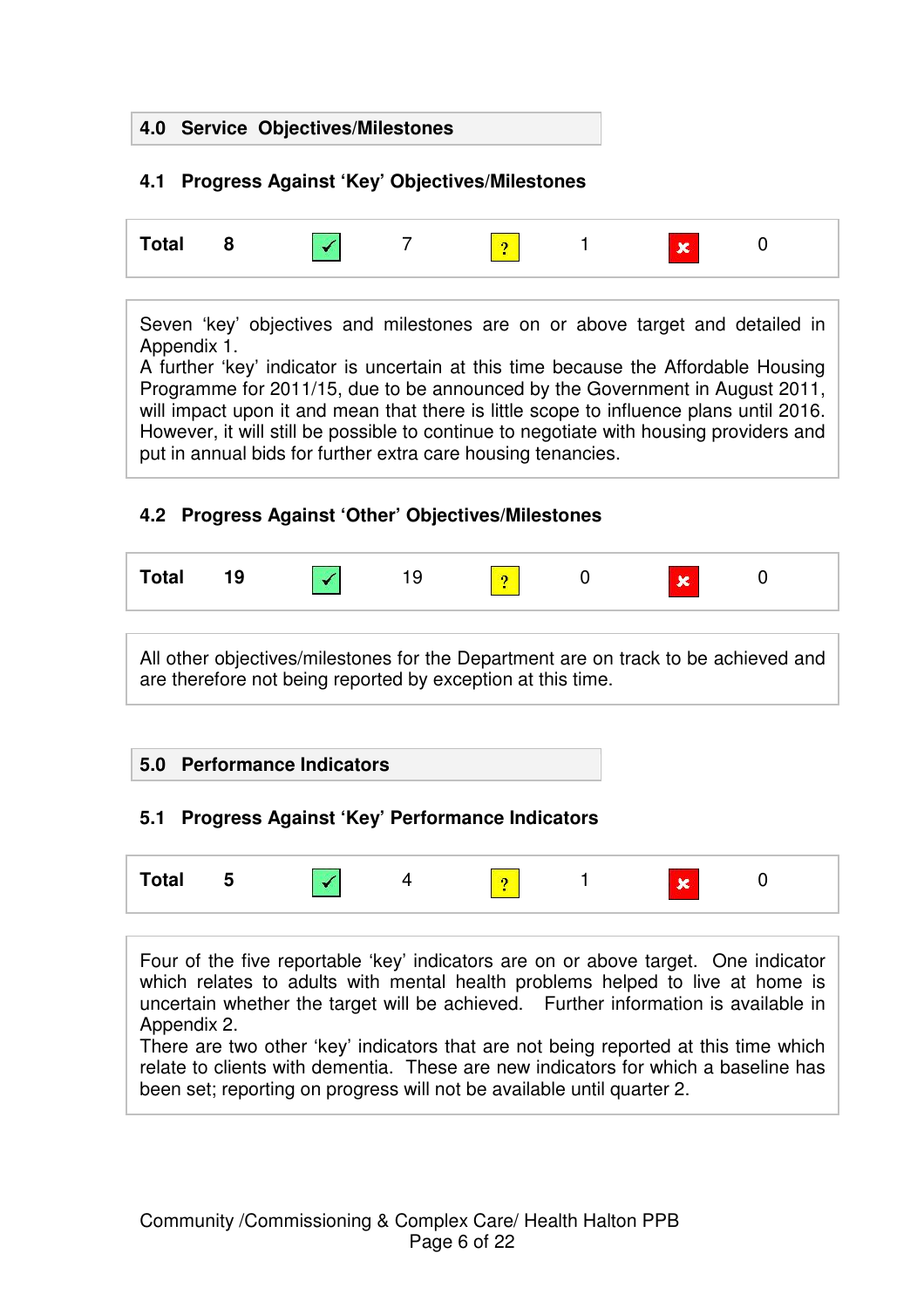## 4.0 Service Objectives/Milestones

### 4.1 Progress Against 'Key' Objectives/Milestones

| Total | 8 | ✓ | 7 | ? | 1 | ✗ | 0 |
|---|---|---|---|---|---|---|---|

Seven 'key' objectives and milestones are on or above target and detailed in Appendix 1.
A further 'key' indicator is uncertain at this time because the Affordable Housing Programme for 2011/15, due to be announced by the Government in August 2011, will impact upon it and mean that there is little scope to influence plans until 2016. However, it will still be possible to continue to negotiate with housing providers and put in annual bids for further extra care housing tenancies.

### 4.2 Progress Against 'Other' Objectives/Milestones

| Total | 19 | ✓ | 19 | ? | 0 | ✗ | 0 |
|---|---|---|---|---|---|---|---|

All other objectives/milestones for the Department are on track to be achieved and are therefore not being reported by exception at this time.

## 5.0 Performance Indicators

### 5.1 Progress Against 'Key' Performance Indicators

| Total | 5 | ✓ | 4 | ? | 1 | ✗ | 0 |
|---|---|---|---|---|---|---|---|

Four of the five reportable 'key' indicators are on or above target. One indicator which relates to adults with mental health problems helped to live at home is uncertain whether the target will be achieved. Further information is available in Appendix 2.
There are two other 'key' indicators that are not being reported at this time which relate to clients with dementia. These are new indicators for which a baseline has been set; reporting on progress will not be available until quarter 2.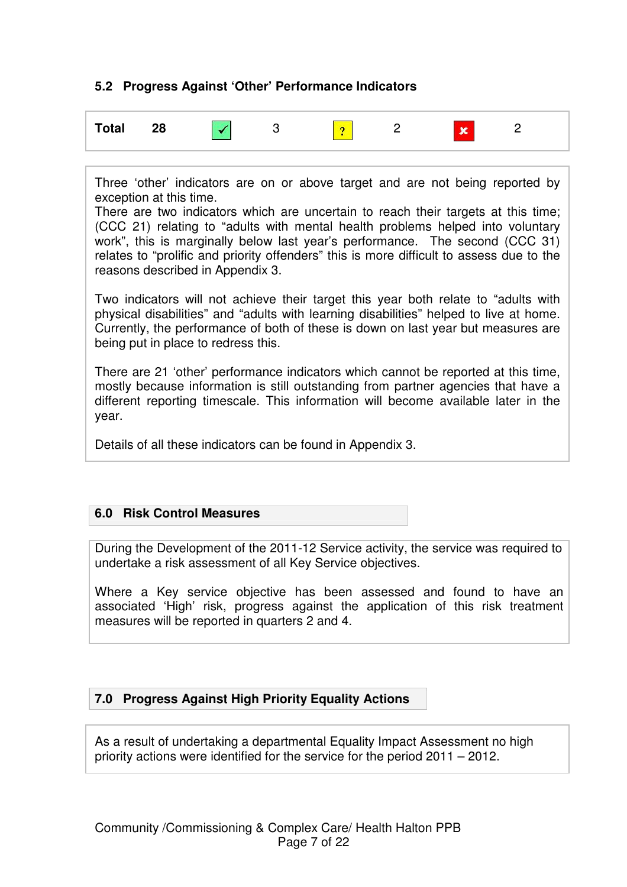### 5.2 Progress Against 'Other' Performance Indicators

| **Total** | **28** | ✓ | 3 | ? | 2 | ✗ | 2 |
|---|---|---|---|---|---|---|---|

Three 'other' indicators are on or above target and are not being reported by exception at this time.
There are two indicators which are uncertain to reach their targets at this time; (CCC 21) relating to "adults with mental health problems helped into voluntary work", this is marginally below last year's performance. The second (CCC 31) relates to "prolific and priority offenders" this is more difficult to assess due to the reasons described in Appendix 3.

Two indicators will not achieve their target this year both relate to "adults with physical disabilities" and "adults with learning disabilities" helped to live at home. Currently, the performance of both of these is down on last year but measures are being put in place to redress this.

There are 21 'other' performance indicators which cannot be reported at this time, mostly because information is still outstanding from partner agencies that have a different reporting timescale. This information will become available later in the year.

Details of all these indicators can be found in Appendix 3.

## 6.0 Risk Control Measures

During the Development of the 2011-12 Service activity, the service was required to undertake a risk assessment of all Key Service objectives.

Where a Key service objective has been assessed and found to have an associated 'High' risk, progress against the application of this risk treatment measures will be reported in quarters 2 and 4.

## 7.0 Progress Against High Priority Equality Actions

As a result of undertaking a departmental Equality Impact Assessment no high priority actions were identified for the service for the period 2011 – 2012.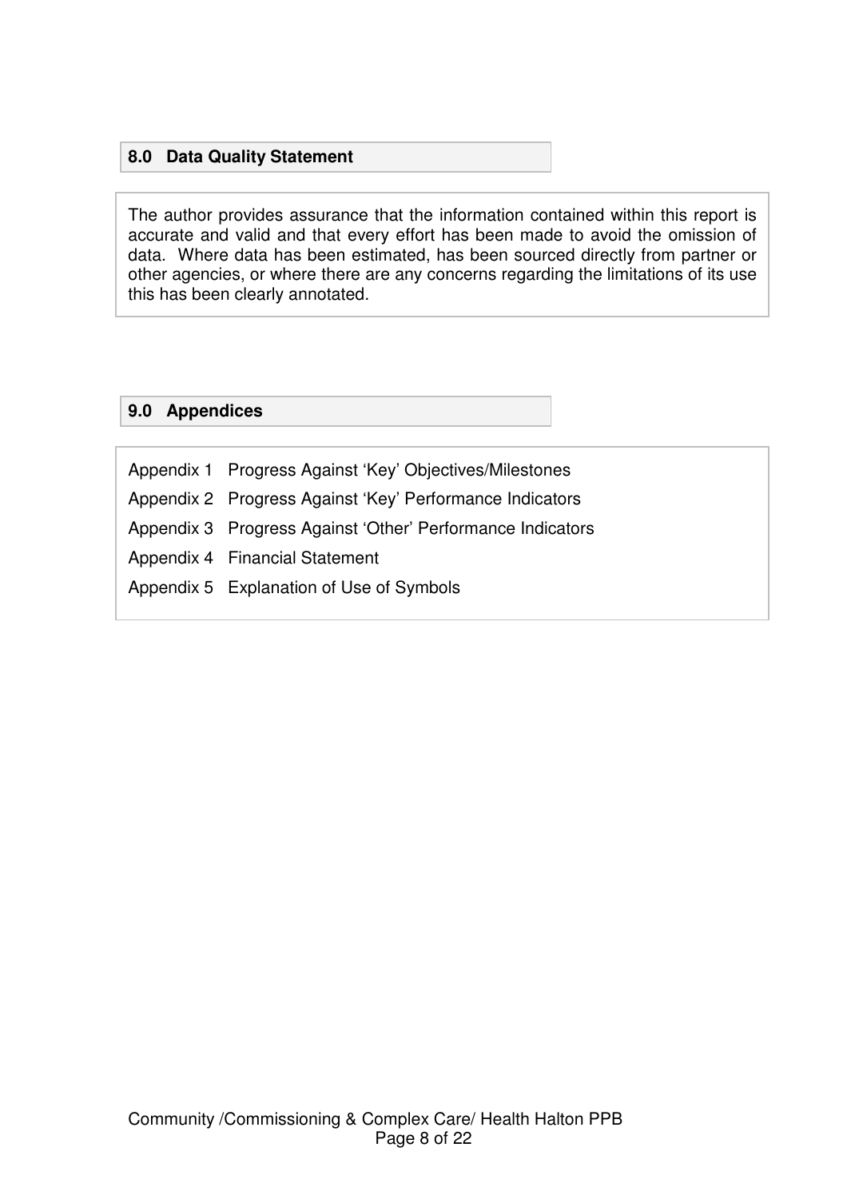## 8.0 Data Quality Statement

The author provides assurance that the information contained within this report is accurate and valid and that every effort has been made to avoid the omission of data. Where data has been estimated, has been sourced directly from partner or other agencies, or where there are any concerns regarding the limitations of its use this has been clearly annotated.

## 9.0 Appendices

Appendix 1 Progress Against 'Key' Objectives/Milestones

Appendix 2 Progress Against 'Key' Performance Indicators

Appendix 3 Progress Against 'Other' Performance Indicators

Appendix 4 Financial Statement

Appendix 5 Explanation of Use of Symbols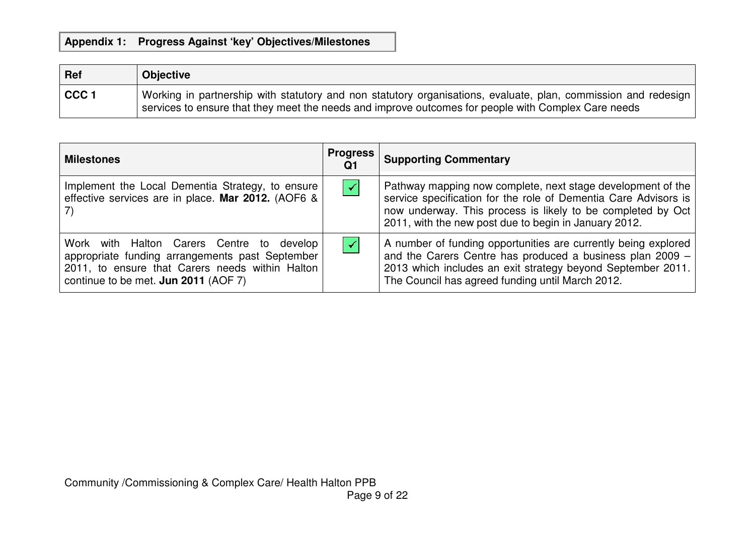## Appendix 1: Progress Against 'key' Objectives/Milestones

| Ref | Objective |
|---|---|
| **CCC 1** | Working in partnership with statutory and non statutory organisations, evaluate, plan, commission and redesign services to ensure that they meet the needs and improve outcomes for people with Complex Care needs |

| Milestones | Progress Q1 | Supporting Commentary |
|---|---|---|
| Implement the Local Dementia Strategy, to ensure effective services are in place. **Mar 2012.** (AOF6 & 7) | ✓ | Pathway mapping now complete, next stage development of the service specification for the role of Dementia Care Advisors is now underway. This process is likely to be completed by Oct 2011, with the new post due to begin in January 2012. |
| Work with Halton Carers Centre to develop appropriate funding arrangements past September 2011, to ensure that Carers needs within Halton continue to be met. **Jun 2011** (AOF 7) | ✓ | A number of funding opportunities are currently being explored and the Carers Centre has produced a business plan 2009 – 2013 which includes an exit strategy beyond September 2011. The Council has agreed funding until March 2012. |

Community /Commissioning & Complex Care/ Health Halton PPB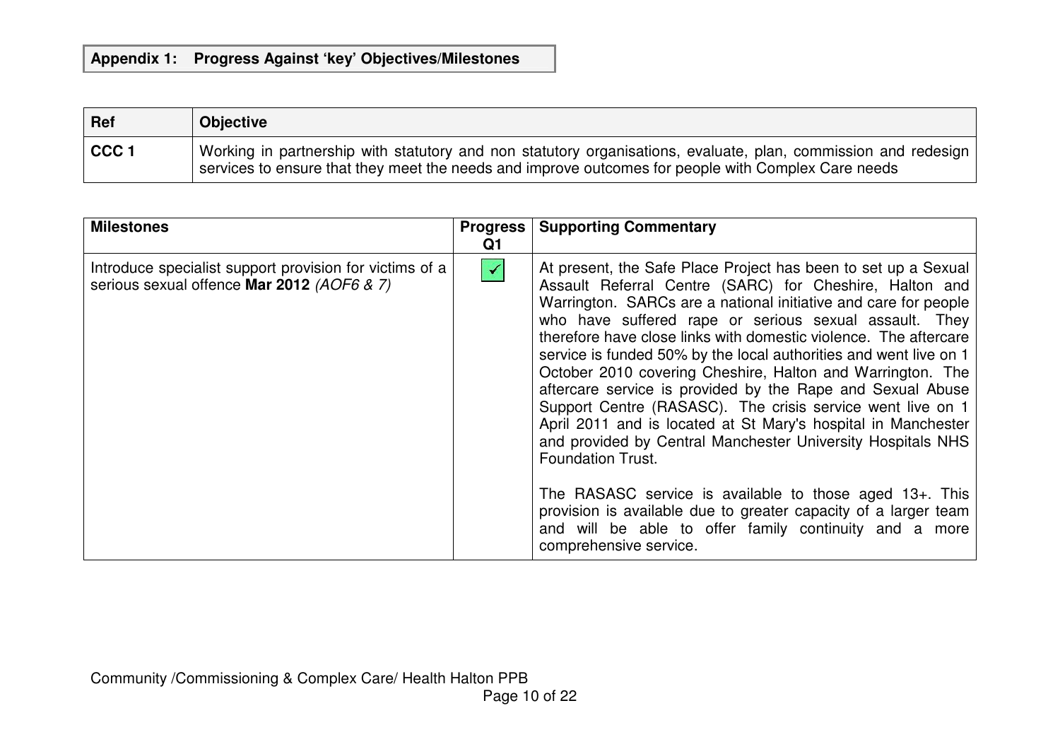**Appendix 1: Progress Against 'key' Objectives/Milestones**

| Ref | Objective |
|---|---|
| **CCC 1** | Working in partnership with statutory and non statutory organisations, evaluate, plan, commission and redesign services to ensure that they meet the needs and improve outcomes for people with Complex Care needs |

| Milestones | Progress Q1 | Supporting Commentary |
|---|---|---|
| Introduce specialist support provision for victims of a serious sexual offence **Mar 2012** *(AOF6 & 7)* | ✓ | At present, the Safe Place Project has been to set up a Sexual Assault Referral Centre (SARC) for Cheshire, Halton and Warrington. SARCs are a national initiative and care for people who have suffered rape or serious sexual assault. They therefore have close links with domestic violence. The aftercare service is funded 50% by the local authorities and went live on 1 October 2010 covering Cheshire, Halton and Warrington. The aftercare service is provided by the Rape and Sexual Abuse Support Centre (RASASC). The crisis service went live on 1 April 2011 and is located at St Mary's hospital in Manchester and provided by Central Manchester University Hospitals NHS Foundation Trust.<br><br>The RASASC service is available to those aged 13+. This provision is available due to greater capacity of a larger team and will be able to offer family continuity and a more comprehensive service. |

Community /Commissioning & Complex Care/ Health Halton PPB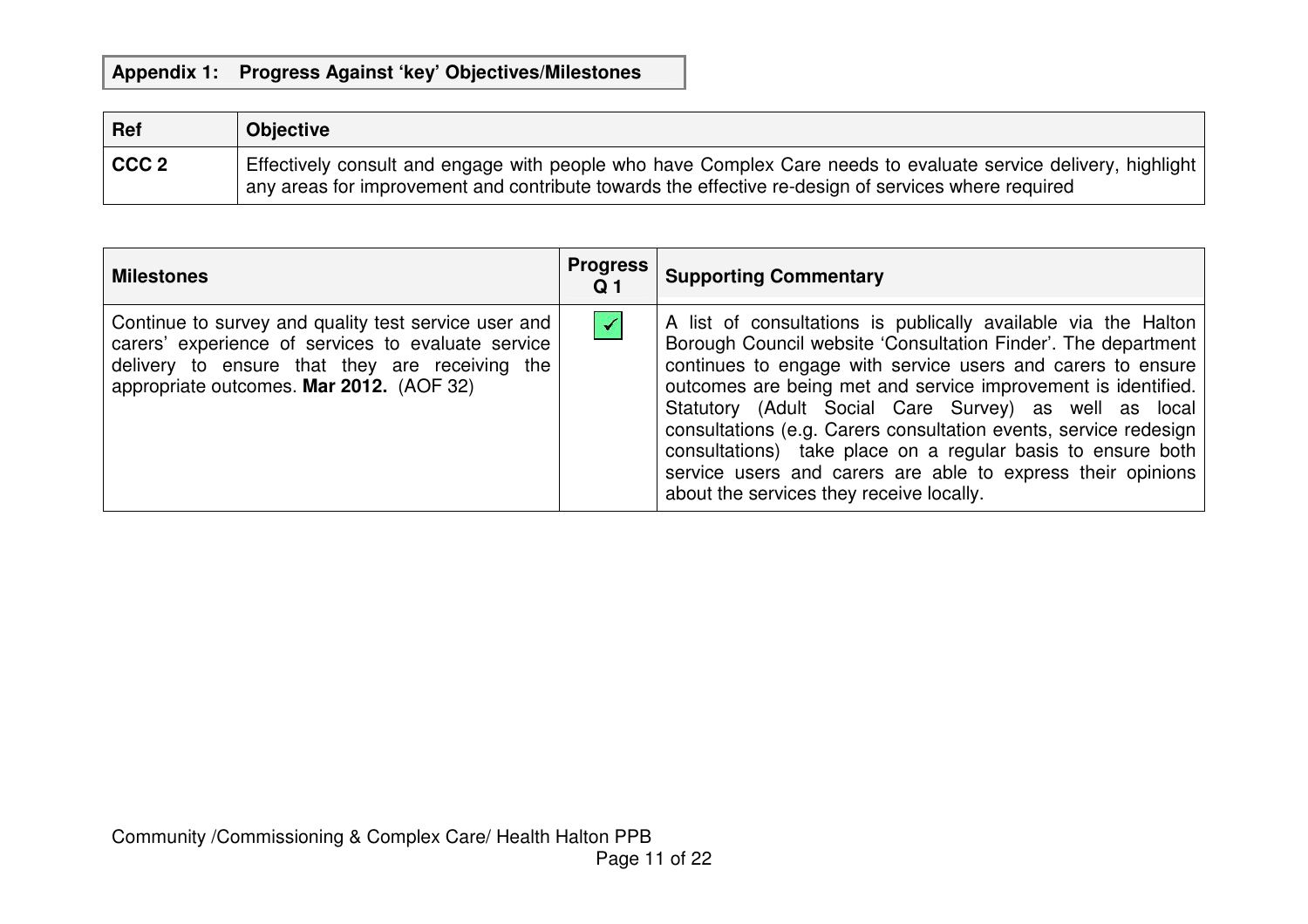## Appendix 1: Progress Against 'key' Objectives/Milestones

| Ref | Objective |
| --- | --- |
| **CCC 2** | Effectively consult and engage with people who have Complex Care needs to evaluate service delivery, highlight any areas for improvement and contribute towards the effective re-design of services where required |

| Milestones | Progress Q 1 | Supporting Commentary |
| --- | --- | --- |
| Continue to survey and quality test service user and carers' experience of services to evaluate service delivery to ensure that they are receiving the appropriate outcomes. **Mar 2012.** (AOF 32) | ✓ | A list of consultations is publically available via the Halton Borough Council website 'Consultation Finder'. The department continues to engage with service users and carers to ensure outcomes are being met and service improvement is identified. Statutory (Adult Social Care Survey) as well as local consultations (e.g. Carers consultation events, service redesign consultations) take place on a regular basis to ensure both service users and carers are able to express their opinions about the services they receive locally. |

Community /Commissioning & Complex Care/ Health Halton PPB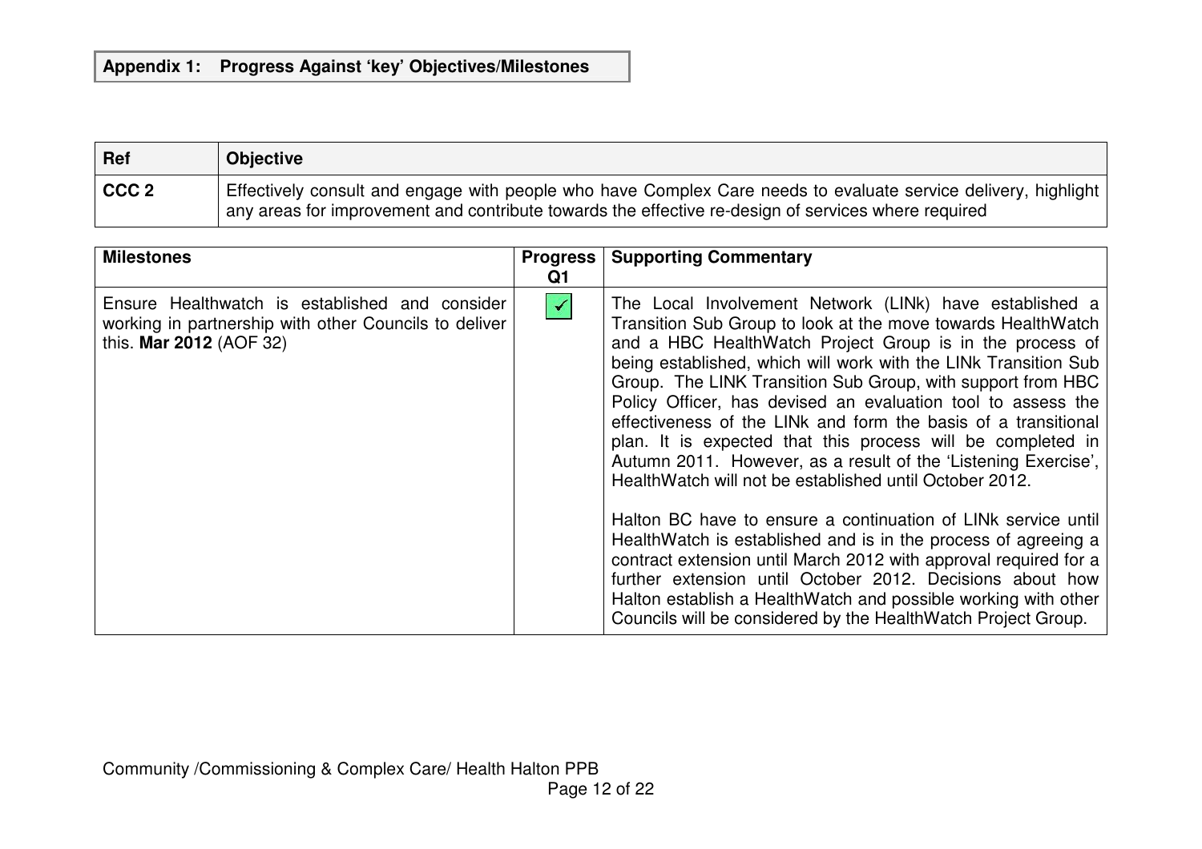**Appendix 1: Progress Against 'key' Objectives/Milestones**

| Ref | Objective |
|---|---|
| CCC 2 | Effectively consult and engage with people who have Complex Care needs to evaluate service delivery, highlight any areas for improvement and contribute towards the effective re-design of services where required |

| Milestones | Progress Q1 | Supporting Commentary |
|---|---|---|
| Ensure Healthwatch is established and consider working in partnership with other Councils to deliver this. **Mar 2012** (AOF 32) | ✓ | The Local Involvement Network (LINk) have established a Transition Sub Group to look at the move towards HealthWatch and a HBC HealthWatch Project Group is in the process of being established, which will work with the LINk Transition Sub Group. The LINK Transition Sub Group, with support from HBC Policy Officer, has devised an evaluation tool to assess the effectiveness of the LINk and form the basis of a transitional plan. It is expected that this process will be completed in Autumn 2011. However, as a result of the 'Listening Exercise', HealthWatch will not be established until October 2012.<br><br>Halton BC have to ensure a continuation of LINk service until HealthWatch is established and is in the process of agreeing a contract extension until March 2012 with approval required for a further extension until October 2012. Decisions about how Halton establish a HealthWatch and possible working with other Councils will be considered by the HealthWatch Project Group. |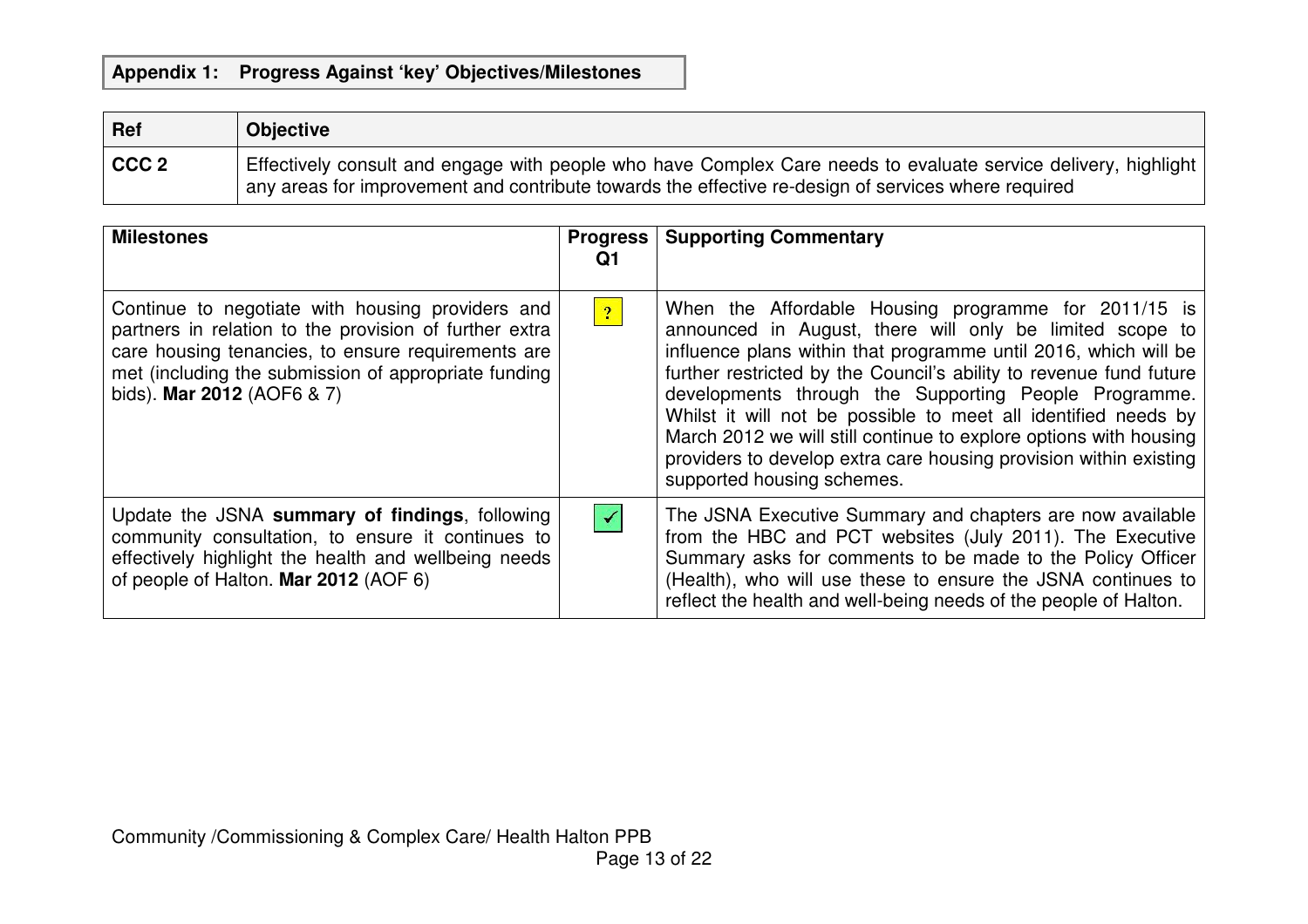**Appendix 1: Progress Against 'key' Objectives/Milestones**

| Ref | Objective |
|---|---|
| **CCC 2** | Effectively consult and engage with people who have Complex Care needs to evaluate service delivery, highlight any areas for improvement and contribute towards the effective re-design of services where required |

| Milestones | Progress Q1 | Supporting Commentary |
|---|---|---|
| Continue to negotiate with housing providers and partners in relation to the provision of further extra care housing tenancies, to ensure requirements are met (including the submission of appropriate funding bids). **Mar 2012** (AOF6 & 7) | ? | When the Affordable Housing programme for 2011/15 is announced in August, there will only be limited scope to influence plans within that programme until 2016, which will be further restricted by the Council's ability to revenue fund future developments through the Supporting People Programme. Whilst it will not be possible to meet all identified needs by March 2012 we will still continue to explore options with housing providers to develop extra care housing provision within existing supported housing schemes. |
| Update the JSNA **summary of findings**, following community consultation, to ensure it continues to effectively highlight the health and wellbeing needs of people of Halton. **Mar 2012** (AOF 6) | ✓ | The JSNA Executive Summary and chapters are now available from the HBC and PCT websites (July 2011). The Executive Summary asks for comments to be made to the Policy Officer (Health), who will use these to ensure the JSNA continues to reflect the health and well-being needs of the people of Halton. |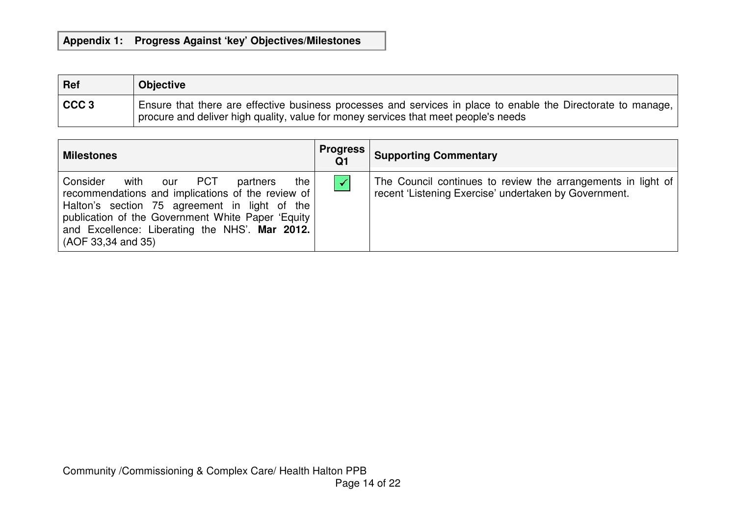**Appendix 1: Progress Against 'key' Objectives/Milestones**

| Ref | Objective |
|---|---|
| **CCC 3** | Ensure that there are effective business processes and services in place to enable the Directorate to manage, procure and deliver high quality, value for money services that meet people's needs |

| Milestones | Progress Q1 | Supporting Commentary |
|---|---|---|
| Consider with our PCT partners the recommendations and implications of the review of Halton's section 75 agreement in light of the publication of the Government White Paper 'Equity and Excellence: Liberating the NHS'. **Mar 2012.** (AOF 33,34 and 35) | ✓ | The Council continues to review the arrangements in light of recent 'Listening Exercise' undertaken by Government. |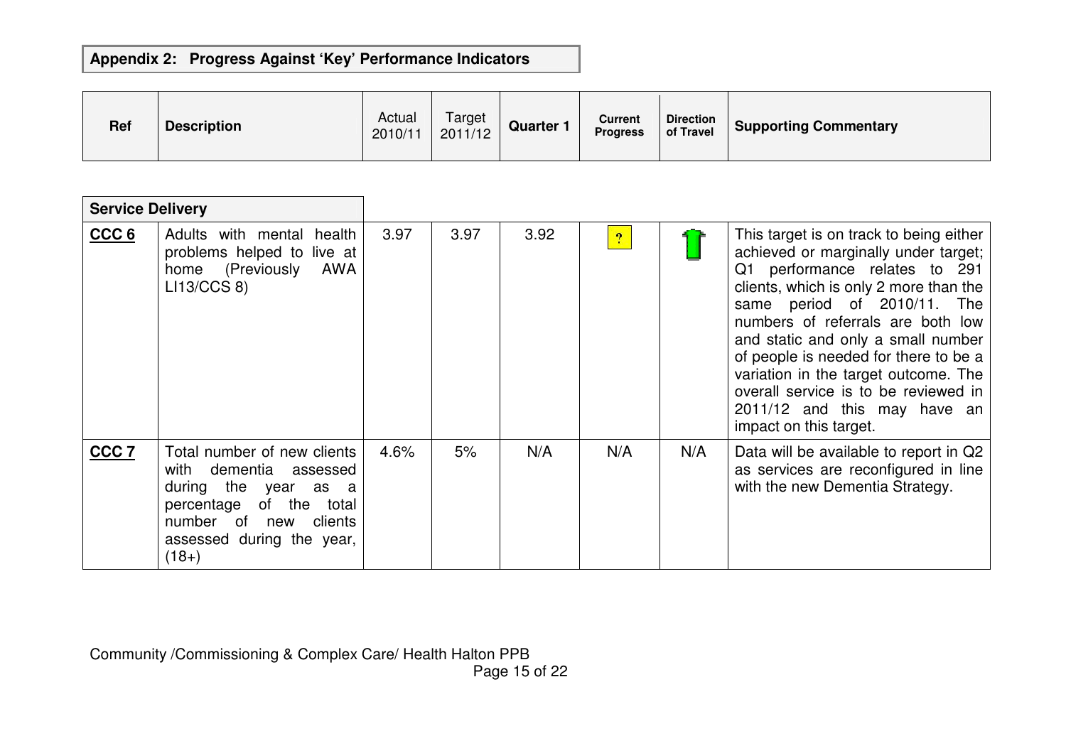**Appendix 2: Progress Against 'Key' Performance Indicators**

| Ref | Description | Actual 2010/11 | Target 2011/12 | Quarter 1 | Current Progress | Direction of Travel | Supporting Commentary |
|---|---|---|---|---|---|---|---|
| **Service Delivery** | | | | | | | |
| **CCC 6** | Adults with mental health problems helped to live at home (Previously AWA LI13/CCS 8) | 3.97 | 3.97 | 3.92 | ? | ↑ | This target is on track to being either achieved or marginally under target; Q1 performance relates to 291 clients, which is only 2 more than the same period of 2010/11. The numbers of referrals are both low and static and only a small number of people is needed for there to be a variation in the target outcome. The overall service is to be reviewed in 2011/12 and this may have an impact on this target. |
| **CCC 7** | Total number of new clients with dementia assessed during the year as a percentage of the total number of new clients assessed during the year, (18+) | 4.6% | 5% | N/A | N/A | N/A | Data will be available to report in Q2 as services are reconfigured in line with the new Dementia Strategy. |

Community /Commissioning & Complex Care/ Health Halton PPB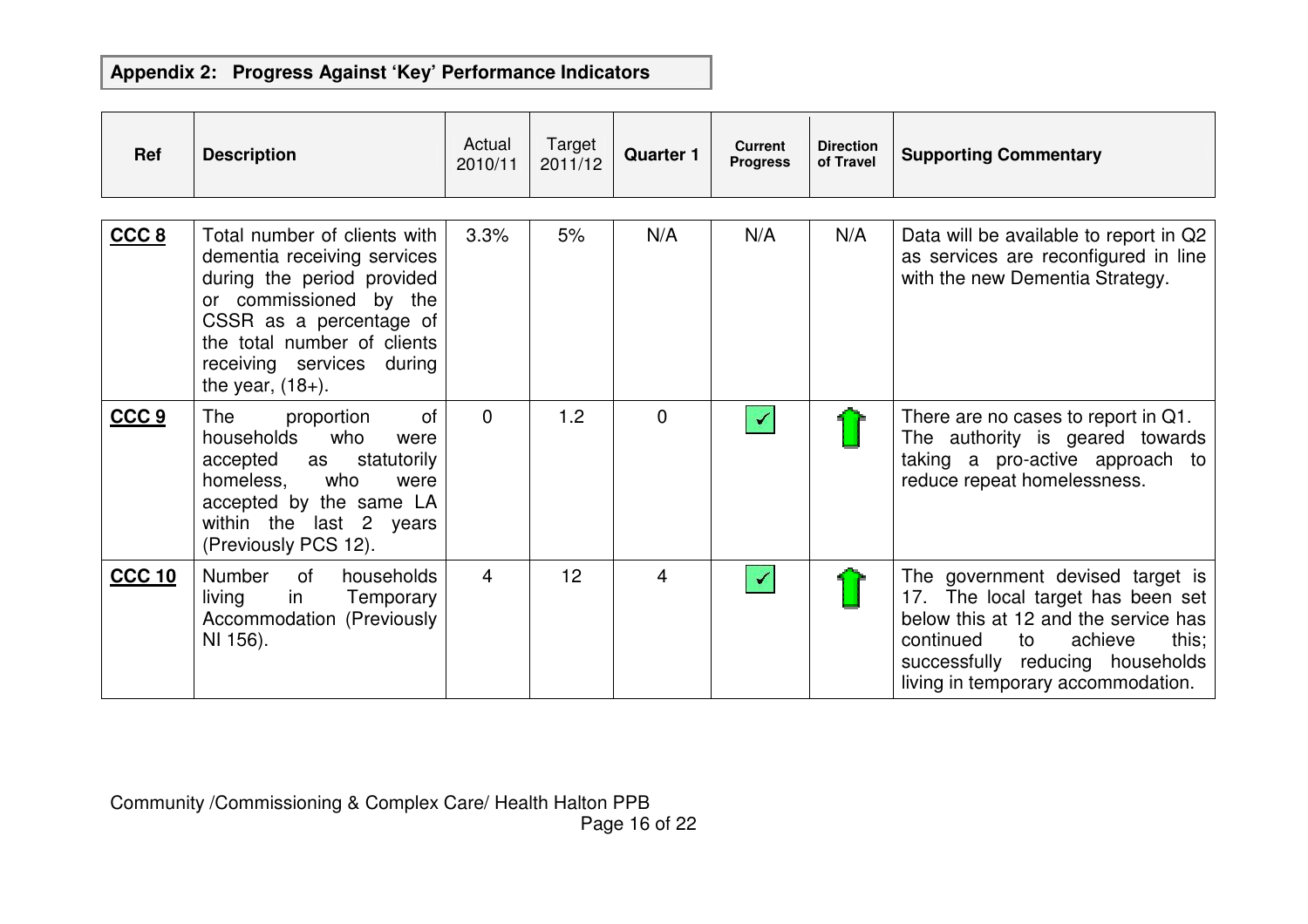## Appendix 2: Progress Against 'Key' Performance Indicators

| Ref | Description | Actual 2010/11 | Target 2011/12 | Quarter 1 | Current Progress | Direction of Travel | Supporting Commentary |
|---|---|---|---|---|---|---|---|
| **CCC 8** | Total number of clients with dementia receiving services during the period provided or commissioned by the CSSR as a percentage of the total number of clients receiving services during the year, (18+). | 3.3% | 5% | N/A | N/A | N/A | Data will be available to report in Q2 as services are reconfigured in line with the new Dementia Strategy. |
| **CCC 9** | The proportion of households who were accepted as statutorily homeless, who were accepted by the same LA within the last 2 years (Previously PCS 12). | 0 | 1.2 | 0 | ✓ | ↑ | There are no cases to report in Q1. The authority is geared towards taking a pro-active approach to reduce repeat homelessness. |
| **CCC 10** | Number of households living in Temporary Accommodation (Previously NI 156). | 4 | 12 | 4 | ✓ | ↑ | The government devised target is 17. The local target has been set below this at 12 and the service has continued to achieve this; successfully reducing households living in temporary accommodation. |

Community /Commissioning & Complex Care/ Health Halton PPB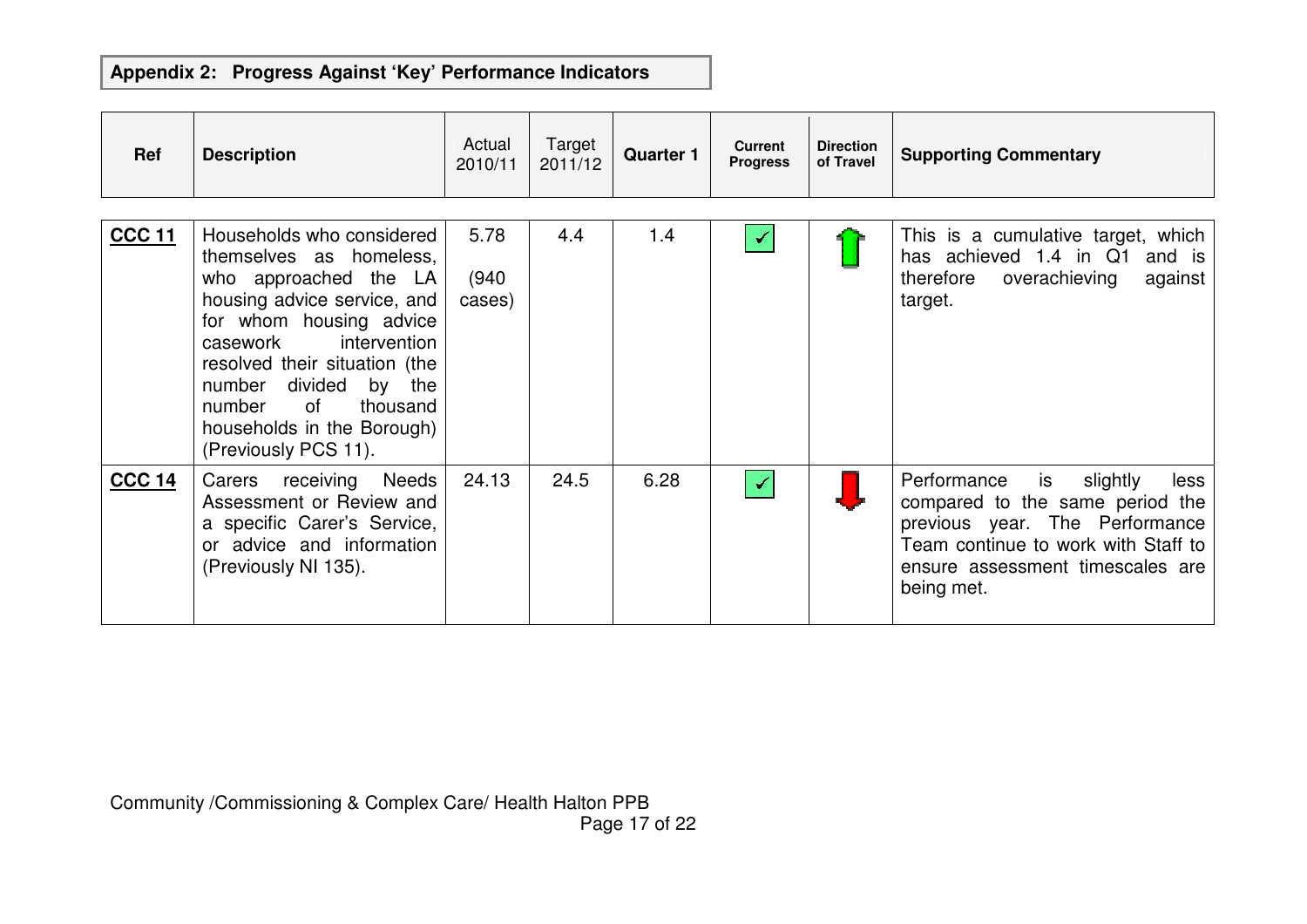## Appendix 2: Progress Against 'Key' Performance Indicators

| Ref | Description | Actual 2010/11 | Target 2011/12 | Quarter 1 | Current Progress | Direction of Travel | Supporting Commentary |
|---|---|---|---|---|---|---|---|
| **CCC 11** | Households who considered themselves as homeless, who approached the LA housing advice service, and for whom housing advice casework intervention resolved their situation (the number divided by the number of thousand households in the Borough) (Previously PCS 11). | 5.78 (940 cases) | 4.4 | 1.4 | ✓ | ↑ | This is a cumulative target, which has achieved 1.4 in Q1 and is therefore overachieving against target. |
| **CCC 14** | Carers receiving Needs Assessment or Review and a specific Carer's Service, or advice and information (Previously NI 135). | 24.13 | 24.5 | 6.28 | ✓ | ↓ | Performance is slightly less compared to the same period the previous year. The Performance Team continue to work with Staff to ensure assessment timescales are being met. |

Community /Commissioning & Complex Care/ Health Halton PPB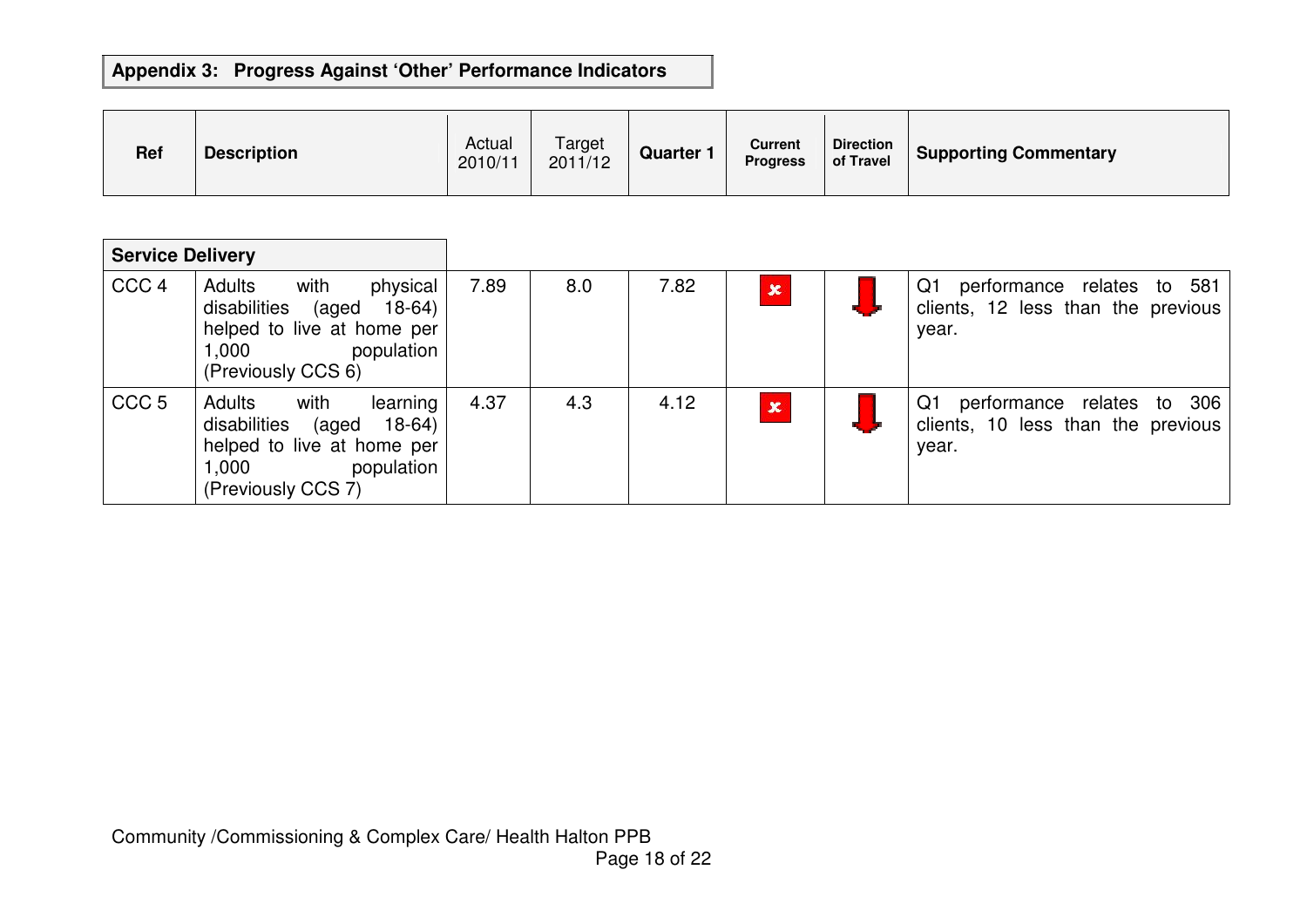## Appendix 3: Progress Against 'Other' Performance Indicators

| Ref | Description | Actual 2010/11 | Target 2011/12 | Quarter 1 | Current Progress | Direction of Travel | Supporting Commentary |
|---|---|---|---|---|---|---|---|
| **Service Delivery** | | | | | | | |
| CCC 4 | Adults with physical disabilities (aged 18-64) helped to live at home per 1,000 population (Previously CCS 6) | 7.89 | 8.0 | 7.82 | ✗ | ⬇ | Q1 performance relates to 581 clients, 12 less than the previous year. |
| CCC 5 | Adults with learning disabilities (aged 18-64) helped to live at home per 1,000 population (Previously CCS 7) | 4.37 | 4.3 | 4.12 | ✗ | ⬇ | Q1 performance relates to 306 clients, 10 less than the previous year. |

Community /Commissioning & Complex Care/ Health Halton PPB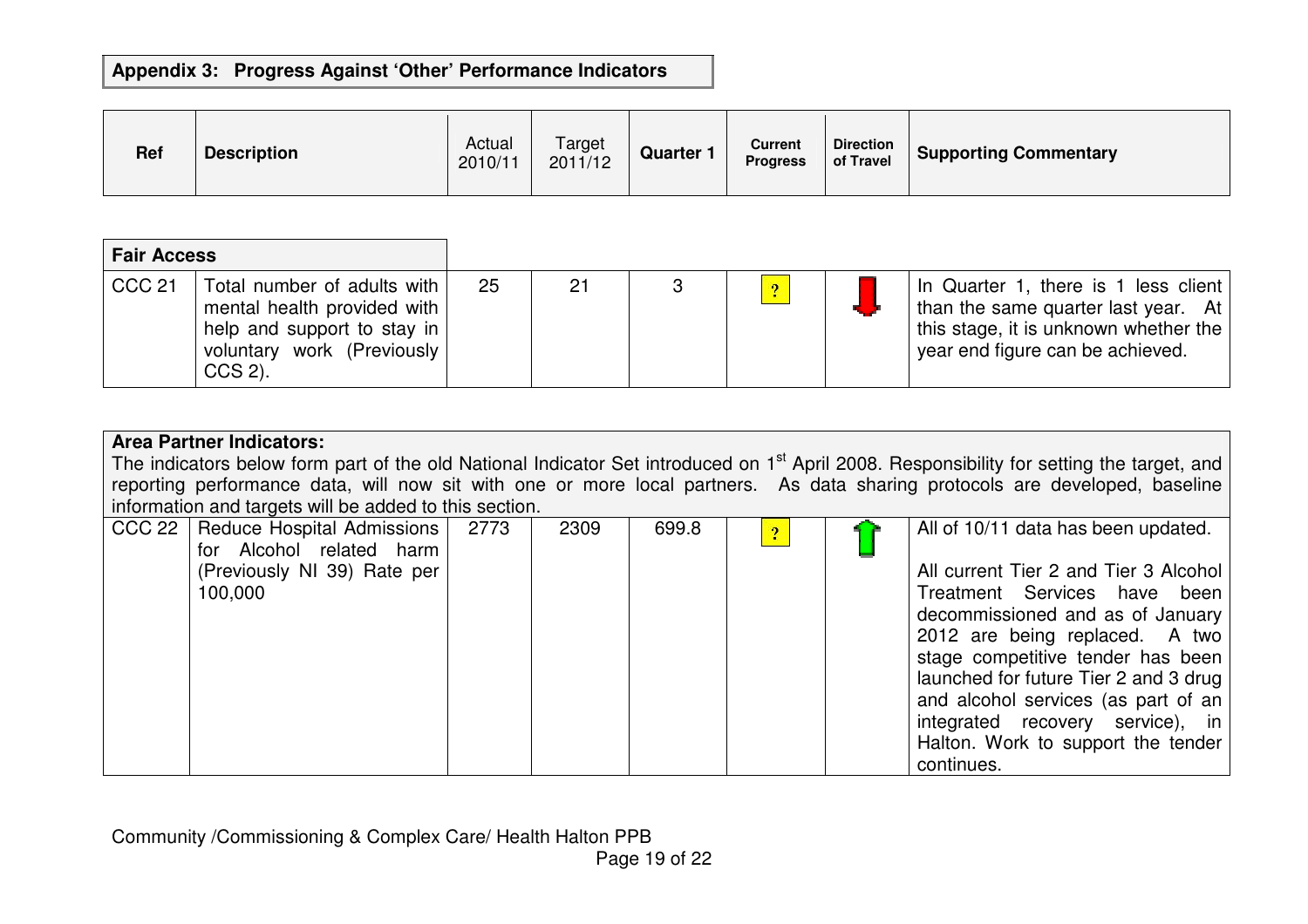### Appendix 3: Progress Against 'Other' Performance Indicators

| Ref | Description | Actual 2010/11 | Target 2011/12 | Quarter 1 | Current Progress | Direction of Travel | Supporting Commentary |
|---|---|---|---|---|---|---|---|
| **Fair Access** | | | | | | | |
| CCC 21 | Total number of adults with mental health provided with help and support to stay in voluntary work (Previously CCS 2). | 25 | 21 | 3 | ? | ↓ | In Quarter 1, there is 1 less client than the same quarter last year. At this stage, it is unknown whether the year end figure can be achieved. |
| **Area Partner Indicators:** The indicators below form part of the old National Indicator Set introduced on 1st April 2008. Responsibility for setting the target, and reporting performance data, will now sit with one or more local partners. As data sharing protocols are developed, baseline information and targets will be added to this section. | | | | | | | |
| CCC 22 | Reduce Hospital Admissions for Alcohol related harm (Previously NI 39) Rate per 100,000 | 2773 | 2309 | 699.8 | ? | ↑ | All of 10/11 data has been updated.<br><br>All current Tier 2 and Tier 3 Alcohol Treatment Services have been decommissioned and as of January 2012 are being replaced. A two stage competitive tender has been launched for future Tier 2 and 3 drug and alcohol services (as part of an integrated recovery service), in Halton. Work to support the tender continues. |

Community /Commissioning & Complex Care/ Health Halton PPB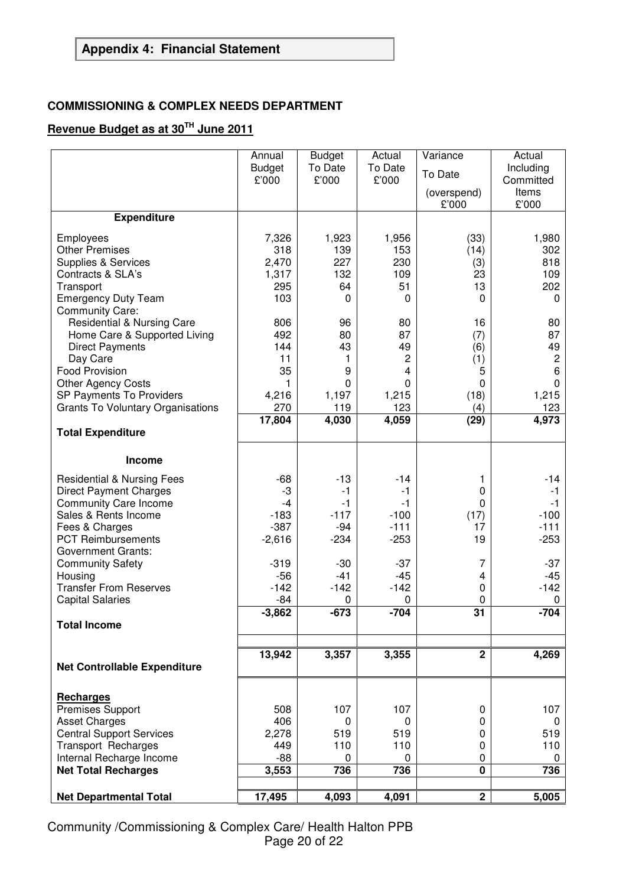## Appendix 4: Financial Statement

**COMMISSIONING & COMPLEX NEEDS DEPARTMENT**

**Revenue Budget as at 30TH June 2011**

| | Annual Budget £'000 | Budget To Date £'000 | Actual To Date £'000 | Variance To Date (overspend) £'000 | Actual Including Committed Items £'000 |
|---|---|---|---|---|---|
| **Expenditure** | | | | | |
| Employees | 7,326 | 1,923 | 1,956 | (33) | 1,980 |
| Other Premises | 318 | 139 | 153 | (14) | 302 |
| Supplies & Services | 2,470 | 227 | 230 | (3) | 818 |
| Contracts & SLA's | 1,317 | 132 | 109 | 23 | 109 |
| Transport | 295 | 64 | 51 | 13 | 202 |
| Emergency Duty Team | 103 | 0 | 0 | 0 | 0 |
| Community Care: | | | | | |
| Residential & Nursing Care | 806 | 96 | 80 | 16 | 80 |
| Home Care & Supported Living | 492 | 80 | 87 | (7) | 87 |
| Direct Payments | 144 | 43 | 49 | (6) | 49 |
| Day Care | 11 | 1 | 2 | (1) | 2 |
| Food Provision | 35 | 9 | 4 | 5 | 6 |
| Other Agency Costs | 1 | 0 | 0 | 0 | 0 |
| SP Payments To Providers | 4,216 | 1,197 | 1,215 | (18) | 1,215 |
| Grants To Voluntary Organisations | 270 | 119 | 123 | (4) | 123 |
| **Total Expenditure** | **17,804** | **4,030** | **4,059** | **(29)** | **4,973** |
| **Income** | | | | | |
| Residential & Nursing Fees | -68 | -13 | -14 | 1 | -14 |
| Direct Payment Charges | -3 | -1 | -1 | 0 | -1 |
| Community Care Income | -4 | -1 | -1 | 0 | -1 |
| Sales & Rents Income | -183 | -117 | -100 | (17) | -100 |
| Fees & Charges | -387 | -94 | -111 | 17 | -111 |
| PCT Reimbursements | -2,616 | -234 | -253 | 19 | -253 |
| Government Grants: | | | | | |
| Community Safety | -319 | -30 | -37 | 7 | -37 |
| Housing | -56 | -41 | -45 | 4 | -45 |
| Transfer From Reserves | -142 | -142 | -142 | 0 | -142 |
| Capital Salaries | -84 | 0 | 0 | 0 | 0 |
| **Total Income** | **-3,862** | **-673** | **-704** | **31** | **-704** |
| **Net Controllable Expenditure** | **13,942** | **3,357** | **3,355** | **2** | **4,269** |
| **Recharges** | | | | | |
| Premises Support | 508 | 107 | 107 | 0 | 107 |
| Asset Charges | 406 | 0 | 0 | 0 | 0 |
| Central Support Services | 2,278 | 519 | 519 | 0 | 519 |
| Transport Recharges | 449 | 110 | 110 | 0 | 110 |
| Internal Recharge Income | -88 | 0 | 0 | 0 | 0 |
| **Net Total Recharges** | **3,553** | **736** | **736** | **0** | **736** |
| **Net Departmental Total** | **17,495** | **4,093** | **4,091** | **2** | **5,005** |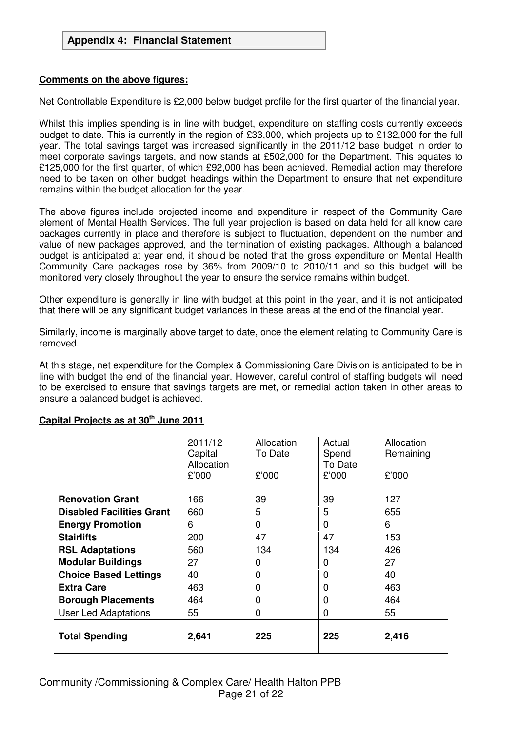## Appendix 4: Financial Statement

**Comments on the above figures:**

Net Controllable Expenditure is £2,000 below budget profile for the first quarter of the financial year.

Whilst this implies spending is in line with budget, expenditure on staffing costs currently exceeds budget to date. This is currently in the region of £33,000, which projects up to £132,000 for the full year. The total savings target was increased significantly in the 2011/12 base budget in order to meet corporate savings targets, and now stands at £502,000 for the Department. This equates to £125,000 for the first quarter, of which £92,000 has been achieved. Remedial action may therefore need to be taken on other budget headings within the Department to ensure that net expenditure remains within the budget allocation for the year.

The above figures include projected income and expenditure in respect of the Community Care element of Mental Health Services. The full year projection is based on data held for all know care packages currently in place and therefore is subject to fluctuation, dependent on the number and value of new packages approved, and the termination of existing packages. Although a balanced budget is anticipated at year end, it should be noted that the gross expenditure on Mental Health Community Care packages rose by 36% from 2009/10 to 2010/11 and so this budget will be monitored very closely throughout the year to ensure the service remains within budget.

Other expenditure is generally in line with budget at this point in the year, and it is not anticipated that there will be any significant budget variances in these areas at the end of the financial year.

Similarly, income is marginally above target to date, once the element relating to Community Care is removed.

At this stage, net expenditure for the Complex & Commissioning Care Division is anticipated to be in line with budget the end of the financial year. However, careful control of staffing budgets will need to be exercised to ensure that savings targets are met, or remedial action taken in other areas to ensure a balanced budget is achieved.

**Capital Projects as at 30th June 2011**

| | 2011/12 Capital Allocation £'000 | Allocation To Date £'000 | Actual Spend To Date £'000 | Allocation Remaining £'000 |
|---|---|---|---|---|
| **Renovation Grant** | 166 | 39 | 39 | 127 |
| **Disabled Facilities Grant** | 660 | 5 | 5 | 655 |
| **Energy Promotion** | 6 | 0 | 0 | 6 |
| **Stairlifts** | 200 | 47 | 47 | 153 |
| **RSL Adaptations** | 560 | 134 | 134 | 426 |
| **Modular Buildings** | 27 | 0 | 0 | 27 |
| **Choice Based Lettings** | 40 | 0 | 0 | 40 |
| **Extra Care** | 463 | 0 | 0 | 463 |
| **Borough Placements** | 464 | 0 | 0 | 464 |
| User Led Adaptations | 55 | 0 | 0 | 55 |
| **Total Spending** | **2,641** | **225** | **225** | **2,416** |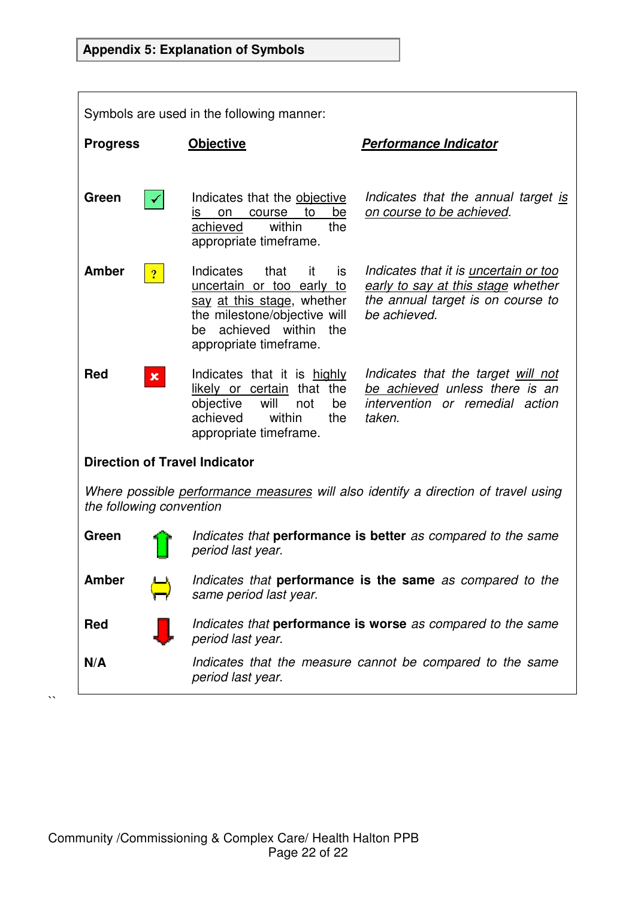## Appendix 5: Explanation of Symbols

Symbols are used in the following manner:

| Progress | | Objective | Performance Indicator |
|---|---|---|---|
| **Green** | ✓ | Indicates that the <u>objective is on course to be achieved</u> within the appropriate timeframe. | *Indicates that the annual target <u>is on course to be achieved</u>.* |
| **Amber** | ? | Indicates that it is <u>uncertain or too early to say</u> <u>at this stage</u>, whether the milestone/objective will be achieved within the appropriate timeframe. | *Indicates that it is <u>uncertain or too early to say at this stage</u> whether the annual target is on course to be achieved.* |
| **Red** | ✗ | Indicates that it is <u>highly likely or certain</u> that the objective will not be achieved within the appropriate timeframe. | *Indicates that the target <u>will not be achieved</u> unless there is an intervention or remedial action taken.* |

**Direction of Travel Indicator**

*Where possible <u>performance measures</u> will also identify a direction of travel using the following convention*

| | | |
|---|---|---|
| **Green** | ⇧ | *Indicates that* **performance is better** *as compared to the same period last year.* |
| **Amber** | ⇔ | *Indicates that* **performance is the same** *as compared to the same period last year.* |
| **Red** | ⇩ | *Indicates that* **performance is worse** *as compared to the same period last year.* |
| **N/A** | | *Indicates that the measure cannot be compared to the same period last year.* |

Community /Commissioning & Complex Care/ Health Halton PPB